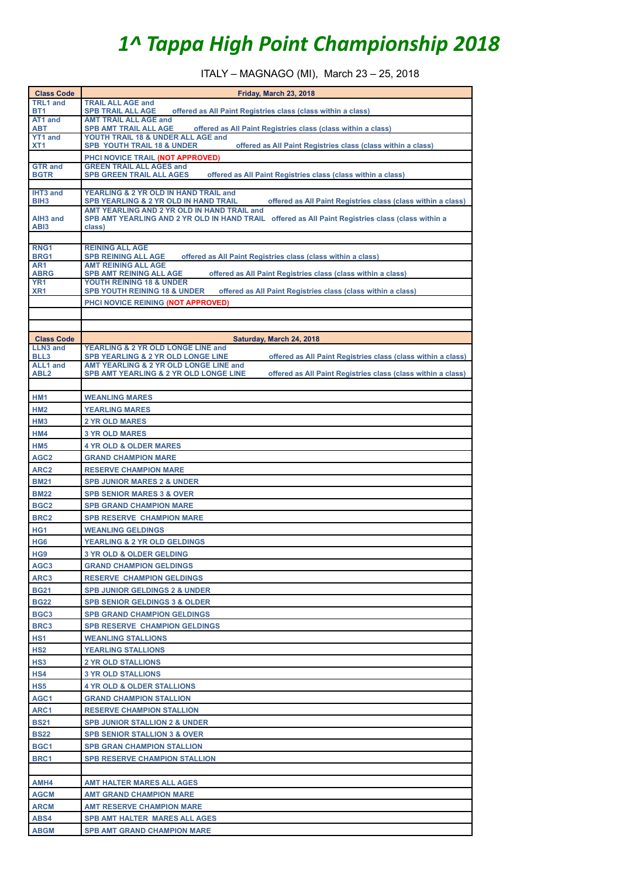# 1^ Tappa High Point Championship 2018

ITALY – MAGNAGO (MI), March 23 – 25, 2018

| Class Code | Friday, March 23, 2018 |
| --- | --- |
| TRL1 and BT1 | TRAIL ALL AGE and SPB TRAIL ALL AGE offered as All Paint Registries class (class within a class) |
| AT1 and ABT | AMT TRAIL ALL AGE and SPB AMT TRAIL ALL AGE offered as All Paint Registries class (class within a class) |
| YT1 and XT1 | YOUTH TRAIL 18 & UNDER ALL AGE and SPB YOUTH TRAIL 18 & UNDER offered as All Paint Registries class (class within a class) |
| | PHCI NOVICE TRAIL (NOT APPROVED) |
| GTR and BGTR | GREEN TRAIL ALL AGES and SPB GREEN TRAIL ALL AGES offered as All Paint Registries class (class within a class) |
| | |
| IHT3 and BIH3 | YEARLING & 2 YR OLD IN HAND TRAIL and SPB YEARLING & 2 YR OLD IN HAND TRAIL offered as All Paint Registries class (class within a class) |
| AIH3 and ABI3 | AMT YEARLING AND 2 YR OLD IN HAND TRAIL and SPB AMT YEARLING AND 2 YR OLD IN HAND TRAIL offered as All Paint Registries class (class within a class) |
| | |
| RNG1 BRG1 | REINING ALL AGE SPB REINING ALL AGE offered as All Paint Registries class (class within a class) |
| AR1 ABRG | AMT REINING ALL AGE SPB AMT REINING ALL AGE offered as All Paint Registries class (class within a class) |
| YR1 XR1 | YOUTH REINING 18 & UNDER SPB YOUTH REINING 18 & UNDER offered as All Paint Registries class (class within a class) |
| | PHCI NOVICE REINING (NOT APPROVED) |
| | |
| | |
| **Class Code** | **Saturday, March 24, 2018** |
| LLN3 and BLL3 | YEARLING & 2 YR OLD LONGE LINE and SPB YEARLING & 2 YR OLD LONGE LINE offered as All Paint Registries class (class within a class) |
| ALL1 and ABL2 | AMT YEARLING & 2 YR OLD LONGE LINE and SPB AMT YEARLING & 2 YR OLD LONGE LINE offered as All Paint Registries class (class within a class) |
| | |
| HM1 | WEANLING MARES |
| HM2 | YEARLING MARES |
| HM3 | 2 YR OLD MARES |
| HM4 | 3 YR OLD MARES |
| HM5 | 4 YR OLD & OLDER MARES |
| AGC2 | GRAND CHAMPION MARE |
| ARC2 | RESERVE CHAMPION MARE |
| BM21 | SPB JUNIOR MARES 2 & UNDER |
| BM22 | SPB SENIOR MARES 3 & OVER |
| BGC2 | SPB GRAND CHAMPION MARE |
| BRC2 | SPB RESERVE CHAMPION MARE |
| HG1 | WEANLING GELDINGS |
| HG6 | YEARLING & 2 YR OLD GELDINGS |
| HG9 | 3 YR OLD & OLDER GELDING |
| AGC3 | GRAND CHAMPION GELDINGS |
| ARC3 | RESERVE CHAMPION GELDINGS |
| BG21 | SPB JUNIOR GELDINGS 2 & UNDER |
| BG22 | SPB SENIOR GELDINGS 3 & OLDER |
| BGC3 | SPB GRAND CHAMPION GELDINGS |
| BRC3 | SPB RESERVE CHAMPION GELDINGS |
| HS1 | WEANLING STALLIONS |
| HS2 | YEARLING STALLIONS |
| HS3 | 2 YR OLD STALLIONS |
| HS4 | 3 YR OLD STALLIONS |
| HS5 | 4 YR OLD & OLDER STALLIONS |
| AGC1 | GRAND CHAMPION STALLION |
| ARC1 | RESERVE CHAMPION STALLION |
| BS21 | SPB JUNIOR STALLION 2 & UNDER |
| BS22 | SPB SENIOR STALLION 3 & OVER |
| BGC1 | SPB GRAN CHAMPION STALLION |
| BRC1 | SPB RESERVE CHAMPION STALLION |
| | |
| AMH4 | AMT HALTER MARES ALL AGES |
| AGCM | AMT GRAND CHAMPION MARE |
| ARCM | AMT RESERVE CHAMPION MARE |
| ABS4 | SPB AMT HALTER MARES ALL AGES |
| ABGM | SPB AMT GRAND CHAMPION MARE |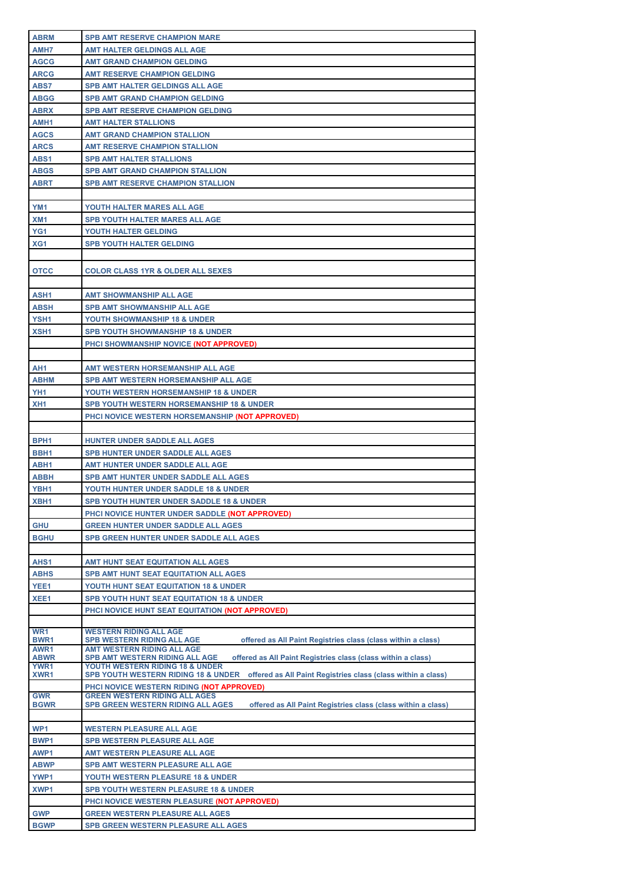| | |
|---|---|
| ABRM | SPB AMT RESERVE CHAMPION MARE |
| AMH7 | AMT HALTER GELDINGS ALL AGE |
| AGCG | AMT GRAND CHAMPION GELDING |
| ARCG | AMT RESERVE CHAMPION GELDING |
| ABS7 | SPB AMT HALTER GELDINGS ALL AGE |
| ABGG | SPB AMT GRAND CHAMPION GELDING |
| ABRX | SPB AMT RESERVE CHAMPION GELDING |
| AMH1 | AMT HALTER STALLIONS |
| AGCS | AMT GRAND CHAMPION STALLION |
| ARCS | AMT RESERVE CHAMPION STALLION |
| ABS1 | SPB AMT HALTER STALLIONS |
| ABGS | SPB AMT GRAND CHAMPION STALLION |
| ABRT | SPB AMT RESERVE CHAMPION STALLION |
| | |
| YM1 | YOUTH HALTER MARES ALL AGE |
| XM1 | SPB YOUTH HALTER MARES ALL AGE |
| YG1 | YOUTH HALTER GELDING |
| XG1 | SPB YOUTH HALTER GELDING |
| | |
| OTCC | COLOR CLASS 1YR & OLDER ALL SEXES |
| | |
| ASH1 | AMT SHOWMANSHIP ALL AGE |
| ABSH | SPB AMT SHOWMANSHIP ALL AGE |
| YSH1 | YOUTH SHOWMANSHIP 18 & UNDER |
| XSH1 | SPB YOUTH SHOWMANSHIP 18 & UNDER |
| | PHCI SHOWMANSHIP NOVICE (NOT APPROVED) |
| | |
| AH1 | AMT WESTERN HORSEMANSHIP ALL AGE |
| ABHM | SPB AMT WESTERN HORSEMANSHIP ALL AGE |
| YH1 | YOUTH WESTERN HORSEMANSHIP 18 & UNDER |
| XH1 | SPB YOUTH WESTERN HORSEMANSHIP 18 & UNDER |
| | PHCI NOVICE WESTERN HORSEMANSHIP (NOT APPROVED) |
| | |
| BPH1 | HUNTER UNDER SADDLE ALL AGES |
| BBH1 | SPB HUNTER UNDER SADDLE ALL AGES |
| ABH1 | AMT HUNTER UNDER SADDLE ALL AGE |
| ABBH | SPB AMT HUNTER UNDER SADDLE ALL AGES |
| YBH1 | YOUTH HUNTER UNDER SADDLE 18 & UNDER |
| XBH1 | SPB YOUTH HUNTER UNDER SADDLE 18 & UNDER |
| | PHCI NOVICE HUNTER UNDER SADDLE (NOT APPROVED) |
| GHU | GREEN HUNTER UNDER SADDLE ALL AGES |
| BGHU | SPB GREEN HUNTER UNDER SADDLE ALL AGES |
| | |
| AHS1 | AMT HUNT SEAT EQUITATION ALL AGES |
| ABHS | SPB AMT HUNT SEAT EQUITATION ALL AGES |
| YEE1 | YOUTH HUNT SEAT EQUITATION 18 & UNDER |
| XEE1 | SPB YOUTH HUNT SEAT EQUITATION 18 & UNDER |
| | PHCI NOVICE HUNT SEAT EQUITATION (NOT APPROVED) |
| | |
| WR1<br>BWR1 | WESTERN RIDING ALL AGE<br>SPB WESTERN RIDING ALL AGE offered as All Paint Registries class (class within a class) |
| AWR1<br>ABWR | AMT WESTERN RIDING ALL AGE<br>SPB AMT WESTERN RIDING ALL AGE offered as All Paint Registries class (class within a class) |
| YWR1<br>XWR1 | YOUTH WESTERN RIDING 18 & UNDER<br>SPB YOUTH WESTERN RIDING 18 & UNDER offered as All Paint Registries class (class within a class) |
| | PHCI NOVICE WESTERN RIDING (NOT APPROVED) |
| GWR<br>BGWR | GREEN WESTERN RIDING ALL AGES<br>SPB GREEN WESTERN RIDING ALL AGES offered as All Paint Registries class (class within a class) |
| | |
| WP1 | WESTERN PLEASURE ALL AGE |
| BWP1 | SPB WESTERN PLEASURE ALL AGE |
| AWP1 | AMT WESTERN PLEASURE ALL AGE |
| ABWP | SPB AMT WESTERN PLEASURE ALL AGE |
| YWP1 | YOUTH WESTERN PLEASURE 18 & UNDER |
| XWP1 | SPB YOUTH WESTERN PLEASURE 18 & UNDER |
| | PHCI NOVICE WESTERN PLEASURE (NOT APPROVED) |
| GWP | GREEN WESTERN PLEASURE ALL AGES |
| BGWP | SPB GREEN WESTERN PLEASURE ALL AGES |